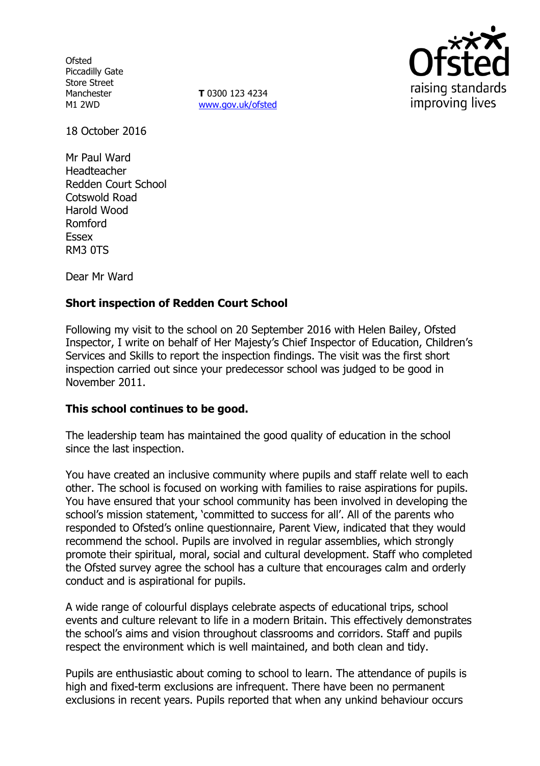Ofsted
Piccadilly Gate
Store Street
Manchester
M1 2WD

**T** 0300 123 4234
www.gov.uk/ofsted

18 October 2016

Mr Paul Ward
Headteacher
Redden Court School
Cotswold Road
Harold Wood
Romford
Essex
RM3 0TS

Dear Mr Ward

**Short inspection of Redden Court School**

Following my visit to the school on 20 September 2016 with Helen Bailey, Ofsted Inspector, I write on behalf of Her Majesty's Chief Inspector of Education, Children's Services and Skills to report the inspection findings. The visit was the first short inspection carried out since your predecessor school was judged to be good in November 2011.

**This school continues to be good.**

The leadership team has maintained the good quality of education in the school since the last inspection.

You have created an inclusive community where pupils and staff relate well to each other. The school is focused on working with families to raise aspirations for pupils. You have ensured that your school community has been involved in developing the school's mission statement, 'committed to success for all'. All of the parents who responded to Ofsted's online questionnaire, Parent View, indicated that they would recommend the school. Pupils are involved in regular assemblies, which strongly promote their spiritual, moral, social and cultural development. Staff who completed the Ofsted survey agree the school has a culture that encourages calm and orderly conduct and is aspirational for pupils.

A wide range of colourful displays celebrate aspects of educational trips, school events and culture relevant to life in a modern Britain. This effectively demonstrates the school's aims and vision throughout classrooms and corridors. Staff and pupils respect the environment which is well maintained, and both clean and tidy.

Pupils are enthusiastic about coming to school to learn. The attendance of pupils is high and fixed-term exclusions are infrequent. There have been no permanent exclusions in recent years. Pupils reported that when any unkind behaviour occurs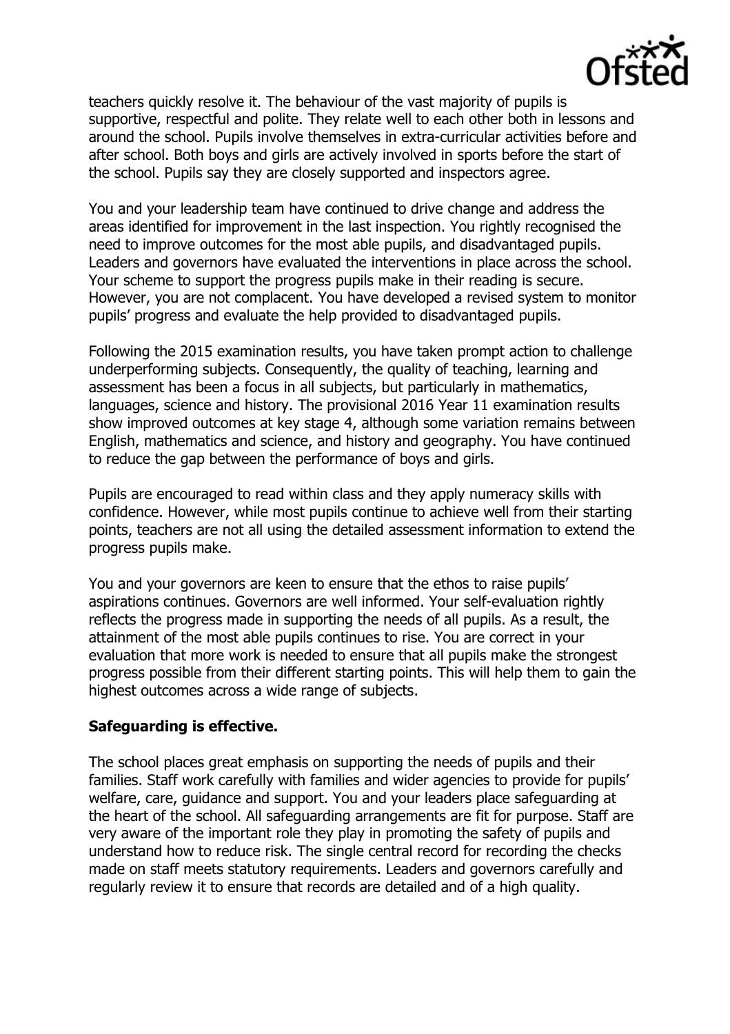teachers quickly resolve it. The behaviour of the vast majority of pupils is supportive, respectful and polite. They relate well to each other both in lessons and around the school. Pupils involve themselves in extra-curricular activities before and after school. Both boys and girls are actively involved in sports before the start of the school. Pupils say they are closely supported and inspectors agree.

You and your leadership team have continued to drive change and address the areas identified for improvement in the last inspection. You rightly recognised the need to improve outcomes for the most able pupils, and disadvantaged pupils. Leaders and governors have evaluated the interventions in place across the school. Your scheme to support the progress pupils make in their reading is secure. However, you are not complacent. You have developed a revised system to monitor pupils' progress and evaluate the help provided to disadvantaged pupils.

Following the 2015 examination results, you have taken prompt action to challenge underperforming subjects. Consequently, the quality of teaching, learning and assessment has been a focus in all subjects, but particularly in mathematics, languages, science and history. The provisional 2016 Year 11 examination results show improved outcomes at key stage 4, although some variation remains between English, mathematics and science, and history and geography. You have continued to reduce the gap between the performance of boys and girls.

Pupils are encouraged to read within class and they apply numeracy skills with confidence. However, while most pupils continue to achieve well from their starting points, teachers are not all using the detailed assessment information to extend the progress pupils make.

You and your governors are keen to ensure that the ethos to raise pupils' aspirations continues. Governors are well informed. Your self-evaluation rightly reflects the progress made in supporting the needs of all pupils. As a result, the attainment of the most able pupils continues to rise. You are correct in your evaluation that more work is needed to ensure that all pupils make the strongest progress possible from their different starting points. This will help them to gain the highest outcomes across a wide range of subjects.

**Safeguarding is effective.**

The school places great emphasis on supporting the needs of pupils and their families. Staff work carefully with families and wider agencies to provide for pupils' welfare, care, guidance and support. You and your leaders place safeguarding at the heart of the school. All safeguarding arrangements are fit for purpose. Staff are very aware of the important role they play in promoting the safety of pupils and understand how to reduce risk. The single central record for recording the checks made on staff meets statutory requirements. Leaders and governors carefully and regularly review it to ensure that records are detailed and of a high quality.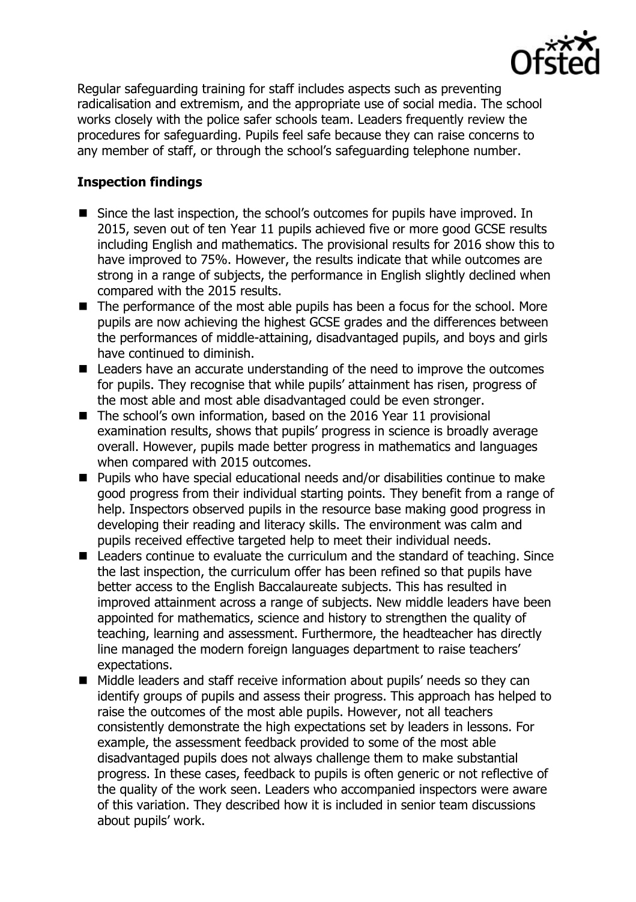Regular safeguarding training for staff includes aspects such as preventing radicalisation and extremism, and the appropriate use of social media. The school works closely with the police safer schools team. Leaders frequently review the procedures for safeguarding. Pupils feel safe because they can raise concerns to any member of staff, or through the school's safeguarding telephone number.

**Inspection findings**

- Since the last inspection, the school's outcomes for pupils have improved. In 2015, seven out of ten Year 11 pupils achieved five or more good GCSE results including English and mathematics. The provisional results for 2016 show this to have improved to 75%. However, the results indicate that while outcomes are strong in a range of subjects, the performance in English slightly declined when compared with the 2015 results.
- The performance of the most able pupils has been a focus for the school. More pupils are now achieving the highest GCSE grades and the differences between the performances of middle-attaining, disadvantaged pupils, and boys and girls have continued to diminish.
- Leaders have an accurate understanding of the need to improve the outcomes for pupils. They recognise that while pupils' attainment has risen, progress of the most able and most able disadvantaged could be even stronger.
- The school's own information, based on the 2016 Year 11 provisional examination results, shows that pupils' progress in science is broadly average overall. However, pupils made better progress in mathematics and languages when compared with 2015 outcomes.
- Pupils who have special educational needs and/or disabilities continue to make good progress from their individual starting points. They benefit from a range of help. Inspectors observed pupils in the resource base making good progress in developing their reading and literacy skills. The environment was calm and pupils received effective targeted help to meet their individual needs.
- Leaders continue to evaluate the curriculum and the standard of teaching. Since the last inspection, the curriculum offer has been refined so that pupils have better access to the English Baccalaureate subjects. This has resulted in improved attainment across a range of subjects. New middle leaders have been appointed for mathematics, science and history to strengthen the quality of teaching, learning and assessment. Furthermore, the headteacher has directly line managed the modern foreign languages department to raise teachers' expectations.
- Middle leaders and staff receive information about pupils' needs so they can identify groups of pupils and assess their progress. This approach has helped to raise the outcomes of the most able pupils. However, not all teachers consistently demonstrate the high expectations set by leaders in lessons. For example, the assessment feedback provided to some of the most able disadvantaged pupils does not always challenge them to make substantial progress. In these cases, feedback to pupils is often generic or not reflective of the quality of the work seen. Leaders who accompanied inspectors were aware of this variation. They described how it is included in senior team discussions about pupils' work.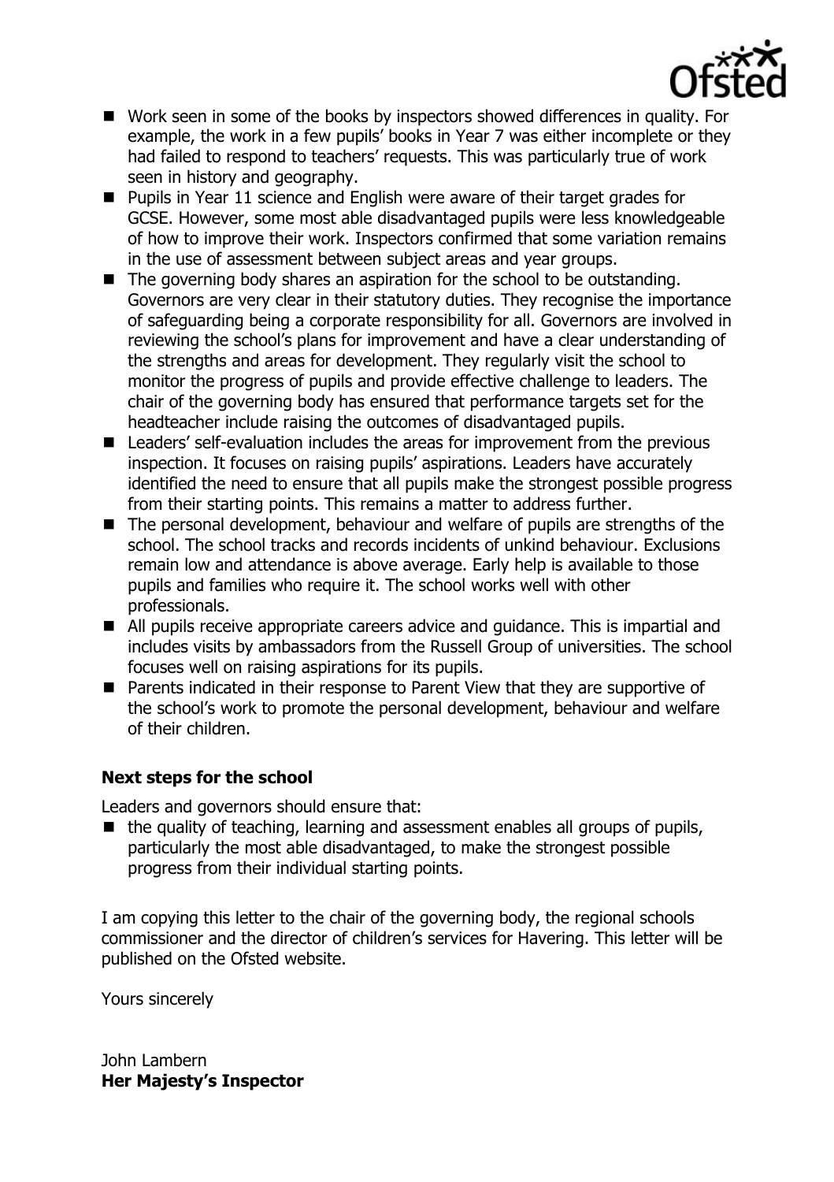- Work seen in some of the books by inspectors showed differences in quality. For example, the work in a few pupils' books in Year 7 was either incomplete or they had failed to respond to teachers' requests. This was particularly true of work seen in history and geography.
- Pupils in Year 11 science and English were aware of their target grades for GCSE. However, some most able disadvantaged pupils were less knowledgeable of how to improve their work. Inspectors confirmed that some variation remains in the use of assessment between subject areas and year groups.
- The governing body shares an aspiration for the school to be outstanding. Governors are very clear in their statutory duties. They recognise the importance of safeguarding being a corporate responsibility for all. Governors are involved in reviewing the school's plans for improvement and have a clear understanding of the strengths and areas for development. They regularly visit the school to monitor the progress of pupils and provide effective challenge to leaders. The chair of the governing body has ensured that performance targets set for the headteacher include raising the outcomes of disadvantaged pupils.
- Leaders' self-evaluation includes the areas for improvement from the previous inspection. It focuses on raising pupils' aspirations. Leaders have accurately identified the need to ensure that all pupils make the strongest possible progress from their starting points. This remains a matter to address further.
- The personal development, behaviour and welfare of pupils are strengths of the school. The school tracks and records incidents of unkind behaviour. Exclusions remain low and attendance is above average. Early help is available to those pupils and families who require it. The school works well with other professionals.
- All pupils receive appropriate careers advice and guidance. This is impartial and includes visits by ambassadors from the Russell Group of universities. The school focuses well on raising aspirations for its pupils.
- Parents indicated in their response to Parent View that they are supportive of the school's work to promote the personal development, behaviour and welfare of their children.

## Next steps for the school

Leaders and governors should ensure that:

- the quality of teaching, learning and assessment enables all groups of pupils, particularly the most able disadvantaged, to make the strongest possible progress from their individual starting points.

I am copying this letter to the chair of the governing body, the regional schools commissioner and the director of children's services for Havering. This letter will be published on the Ofsted website.

Yours sincerely

John Lambern
**Her Majesty's Inspector**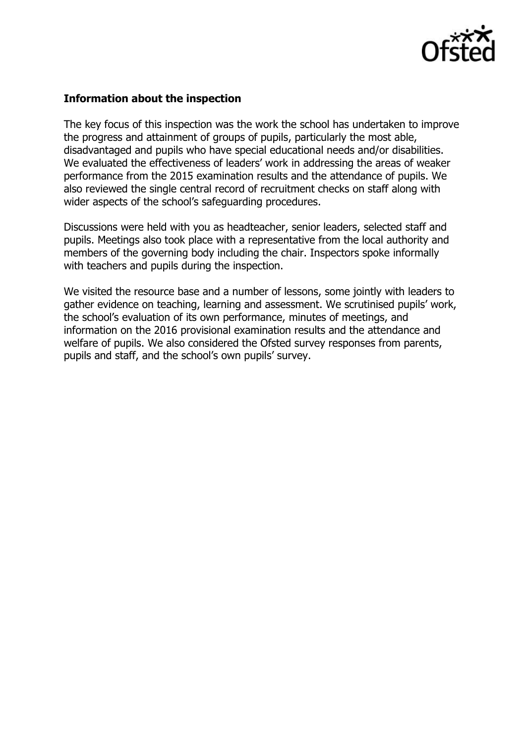**Information about the inspection**

The key focus of this inspection was the work the school has undertaken to improve the progress and attainment of groups of pupils, particularly the most able, disadvantaged and pupils who have special educational needs and/or disabilities. We evaluated the effectiveness of leaders' work in addressing the areas of weaker performance from the 2015 examination results and the attendance of pupils. We also reviewed the single central record of recruitment checks on staff along with wider aspects of the school's safeguarding procedures.

Discussions were held with you as headteacher, senior leaders, selected staff and pupils. Meetings also took place with a representative from the local authority and members of the governing body including the chair. Inspectors spoke informally with teachers and pupils during the inspection.

We visited the resource base and a number of lessons, some jointly with leaders to gather evidence on teaching, learning and assessment. We scrutinised pupils' work, the school's evaluation of its own performance, minutes of meetings, and information on the 2016 provisional examination results and the attendance and welfare of pupils. We also considered the Ofsted survey responses from parents, pupils and staff, and the school's own pupils' survey.